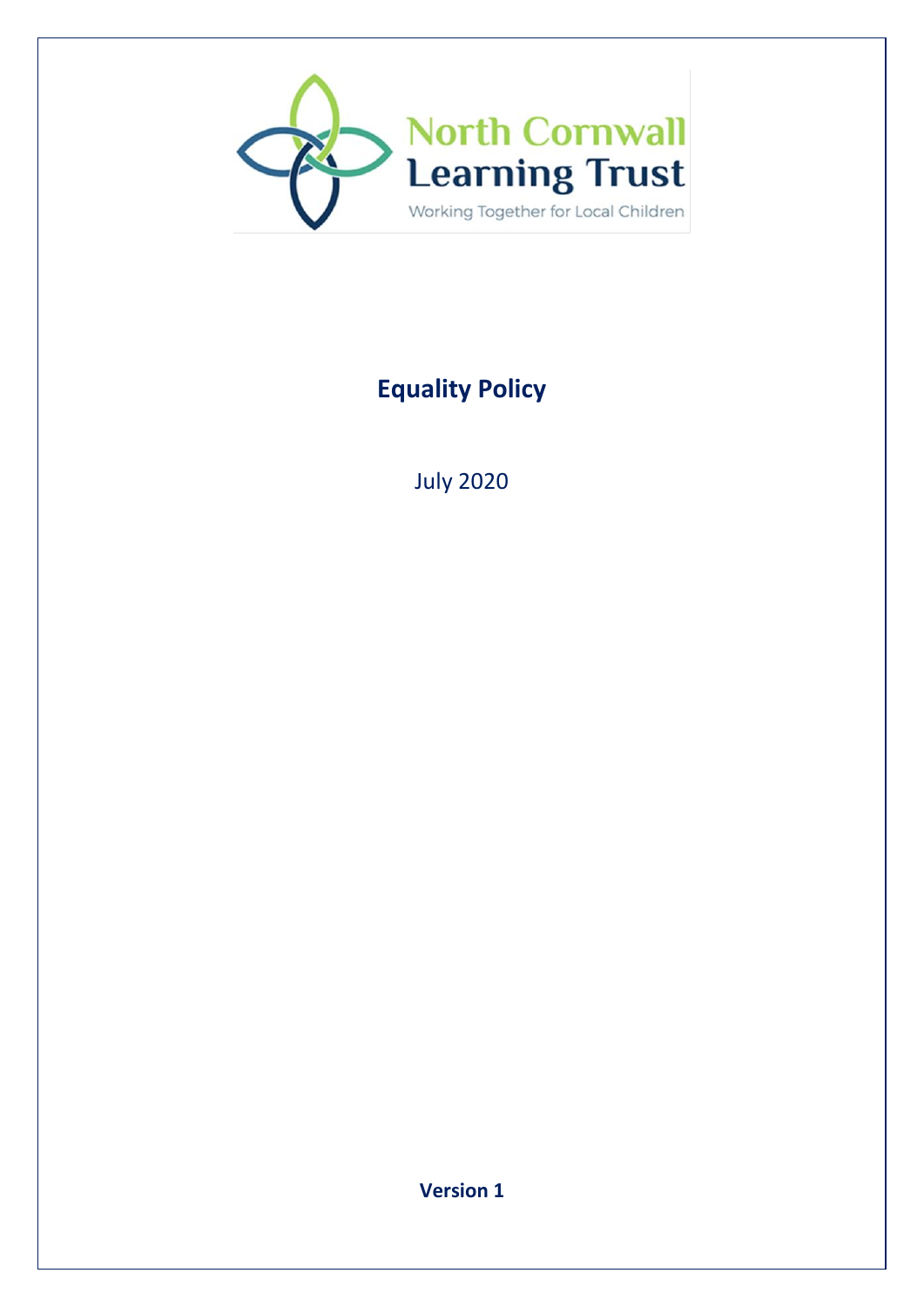North Cornwall Learning Trust

Working Together for Local Children

# Equality Policy

July 2020

**Version 1**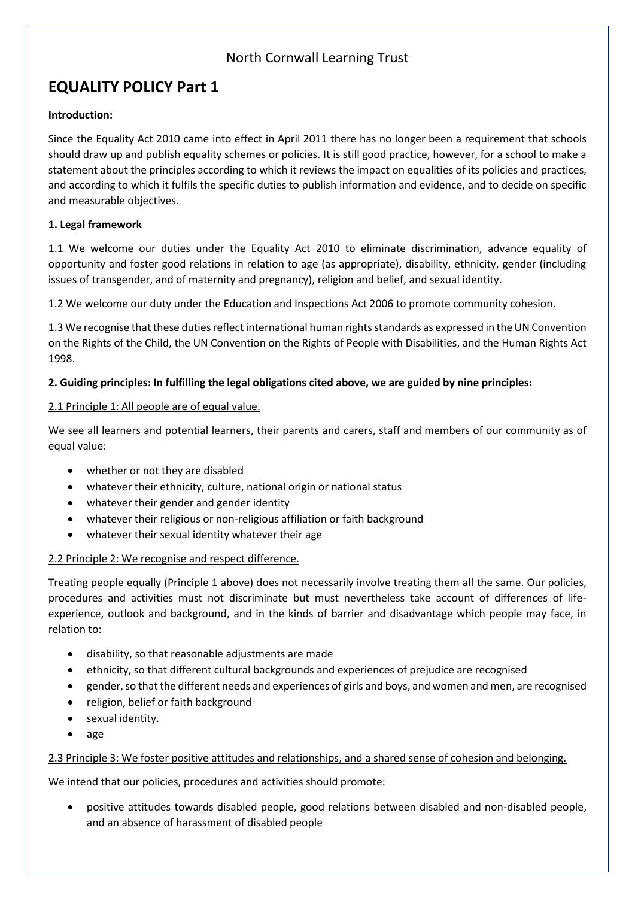North Cornwall Learning Trust

# EQUALITY POLICY Part 1

**Introduction:**

Since the Equality Act 2010 came into effect in April 2011 there has no longer been a requirement that schools should draw up and publish equality schemes or policies. It is still good practice, however, for a school to make a statement about the principles according to which it reviews the impact on equalities of its policies and practices, and according to which it fulfils the specific duties to publish information and evidence, and to decide on specific and measurable objectives.

**1. Legal framework**

1.1 We welcome our duties under the Equality Act 2010 to eliminate discrimination, advance equality of opportunity and foster good relations in relation to age (as appropriate), disability, ethnicity, gender (including issues of transgender, and of maternity and pregnancy), religion and belief, and sexual identity.

1.2 We welcome our duty under the Education and Inspections Act 2006 to promote community cohesion.

1.3 We recognise that these duties reflect international human rights standards as expressed in the UN Convention on the Rights of the Child, the UN Convention on the Rights of People with Disabilities, and the Human Rights Act 1998.

**2. Guiding principles: In fulfilling the legal obligations cited above, we are guided by nine principles:**

2.1 Principle 1: All people are of equal value.

We see all learners and potential learners, their parents and carers, staff and members of our community as of equal value:

- whether or not they are disabled
- whatever their ethnicity, culture, national origin or national status
- whatever their gender and gender identity
- whatever their religious or non-religious affiliation or faith background
- whatever their sexual identity whatever their age

2.2 Principle 2: We recognise and respect difference.

Treating people equally (Principle 1 above) does not necessarily involve treating them all the same. Our policies, procedures and activities must not discriminate but must nevertheless take account of differences of life-experience, outlook and background, and in the kinds of barrier and disadvantage which people may face, in relation to:

- disability, so that reasonable adjustments are made
- ethnicity, so that different cultural backgrounds and experiences of prejudice are recognised
- gender, so that the different needs and experiences of girls and boys, and women and men, are recognised
- religion, belief or faith background
- sexual identity.
- age

2.3 Principle 3: We foster positive attitudes and relationships, and a shared sense of cohesion and belonging.

We intend that our policies, procedures and activities should promote:

- positive attitudes towards disabled people, good relations between disabled and non-disabled people, and an absence of harassment of disabled people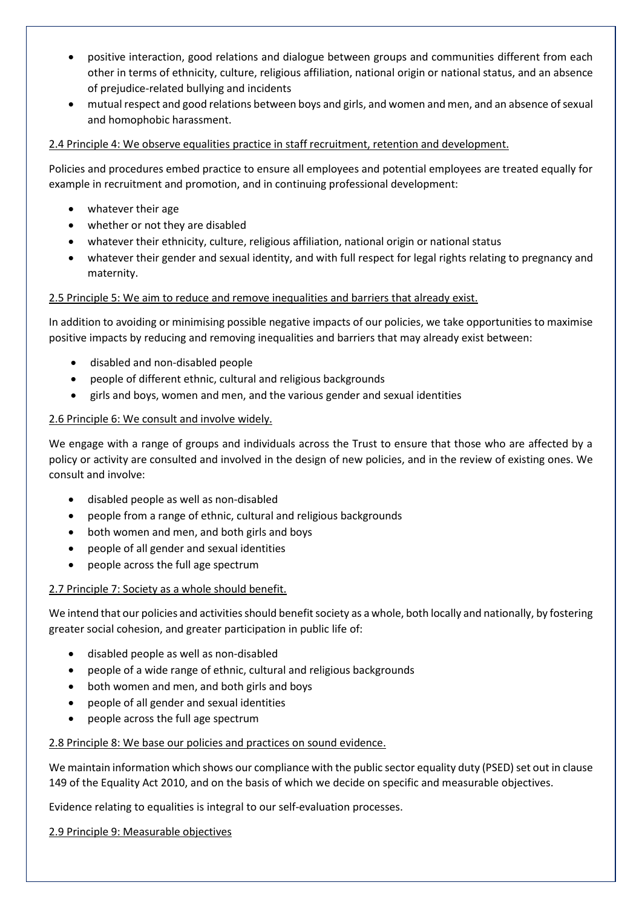- positive interaction, good relations and dialogue between groups and communities different from each other in terms of ethnicity, culture, religious affiliation, national origin or national status, and an absence of prejudice-related bullying and incidents
- mutual respect and good relations between boys and girls, and women and men, and an absence of sexual and homophobic harassment.

2.4 Principle 4: We observe equalities practice in staff recruitment, retention and development.

Policies and procedures embed practice to ensure all employees and potential employees are treated equally for example in recruitment and promotion, and in continuing professional development:

- whatever their age
- whether or not they are disabled
- whatever their ethnicity, culture, religious affiliation, national origin or national status
- whatever their gender and sexual identity, and with full respect for legal rights relating to pregnancy and maternity.

2.5 Principle 5: We aim to reduce and remove inequalities and barriers that already exist.

In addition to avoiding or minimising possible negative impacts of our policies, we take opportunities to maximise positive impacts by reducing and removing inequalities and barriers that may already exist between:

- disabled and non-disabled people
- people of different ethnic, cultural and religious backgrounds
- girls and boys, women and men, and the various gender and sexual identities

2.6 Principle 6: We consult and involve widely.

We engage with a range of groups and individuals across the Trust to ensure that those who are affected by a policy or activity are consulted and involved in the design of new policies, and in the review of existing ones. We consult and involve:

- disabled people as well as non-disabled
- people from a range of ethnic, cultural and religious backgrounds
- both women and men, and both girls and boys
- people of all gender and sexual identities
- people across the full age spectrum

2.7 Principle 7: Society as a whole should benefit.

We intend that our policies and activities should benefit society as a whole, both locally and nationally, by fostering greater social cohesion, and greater participation in public life of:

- disabled people as well as non-disabled
- people of a wide range of ethnic, cultural and religious backgrounds
- both women and men, and both girls and boys
- people of all gender and sexual identities
- people across the full age spectrum

2.8 Principle 8: We base our policies and practices on sound evidence.

We maintain information which shows our compliance with the public sector equality duty (PSED) set out in clause 149 of the Equality Act 2010, and on the basis of which we decide on specific and measurable objectives.

Evidence relating to equalities is integral to our self-evaluation processes.

2.9 Principle 9: Measurable objectives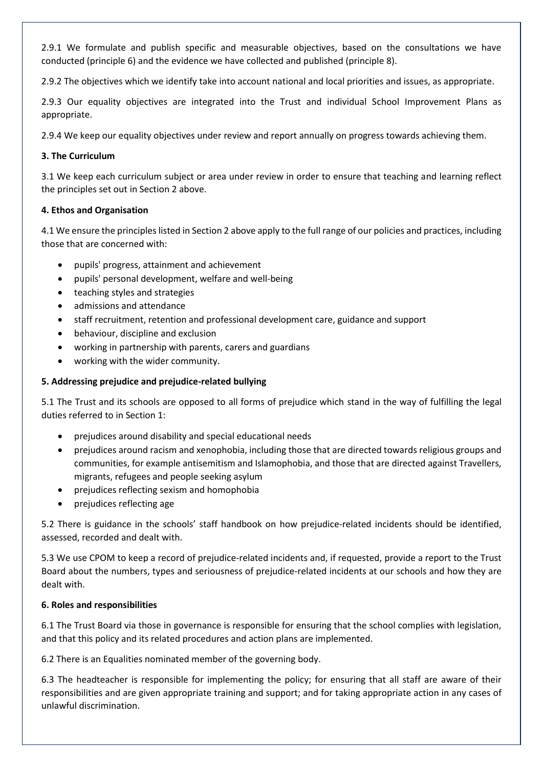2.9.1 We formulate and publish specific and measurable objectives, based on the consultations we have conducted (principle 6) and the evidence we have collected and published (principle 8).

2.9.2 The objectives which we identify take into account national and local priorities and issues, as appropriate.

2.9.3 Our equality objectives are integrated into the Trust and individual School Improvement Plans as appropriate.

2.9.4 We keep our equality objectives under review and report annually on progress towards achieving them.

**3. The Curriculum**

3.1 We keep each curriculum subject or area under review in order to ensure that teaching and learning reflect the principles set out in Section 2 above.

**4. Ethos and Organisation**

4.1 We ensure the principles listed in Section 2 above apply to the full range of our policies and practices, including those that are concerned with:

- pupils' progress, attainment and achievement
- pupils' personal development, welfare and well-being
- teaching styles and strategies
- admissions and attendance
- staff recruitment, retention and professional development care, guidance and support
- behaviour, discipline and exclusion
- working in partnership with parents, carers and guardians
- working with the wider community.

**5. Addressing prejudice and prejudice-related bullying**

5.1 The Trust and its schools are opposed to all forms of prejudice which stand in the way of fulfilling the legal duties referred to in Section 1:

- prejudices around disability and special educational needs
- prejudices around racism and xenophobia, including those that are directed towards religious groups and communities, for example antisemitism and Islamophobia, and those that are directed against Travellers, migrants, refugees and people seeking asylum
- prejudices reflecting sexism and homophobia
- prejudices reflecting age

5.2 There is guidance in the schools' staff handbook on how prejudice-related incidents should be identified, assessed, recorded and dealt with.

5.3 We use CPOM to keep a record of prejudice-related incidents and, if requested, provide a report to the Trust Board about the numbers, types and seriousness of prejudice-related incidents at our schools and how they are dealt with.

**6. Roles and responsibilities**

6.1 The Trust Board via those in governance is responsible for ensuring that the school complies with legislation, and that this policy and its related procedures and action plans are implemented.

6.2 There is an Equalities nominated member of the governing body.

6.3 The headteacher is responsible for implementing the policy; for ensuring that all staff are aware of their responsibilities and are given appropriate training and support; and for taking appropriate action in any cases of unlawful discrimination.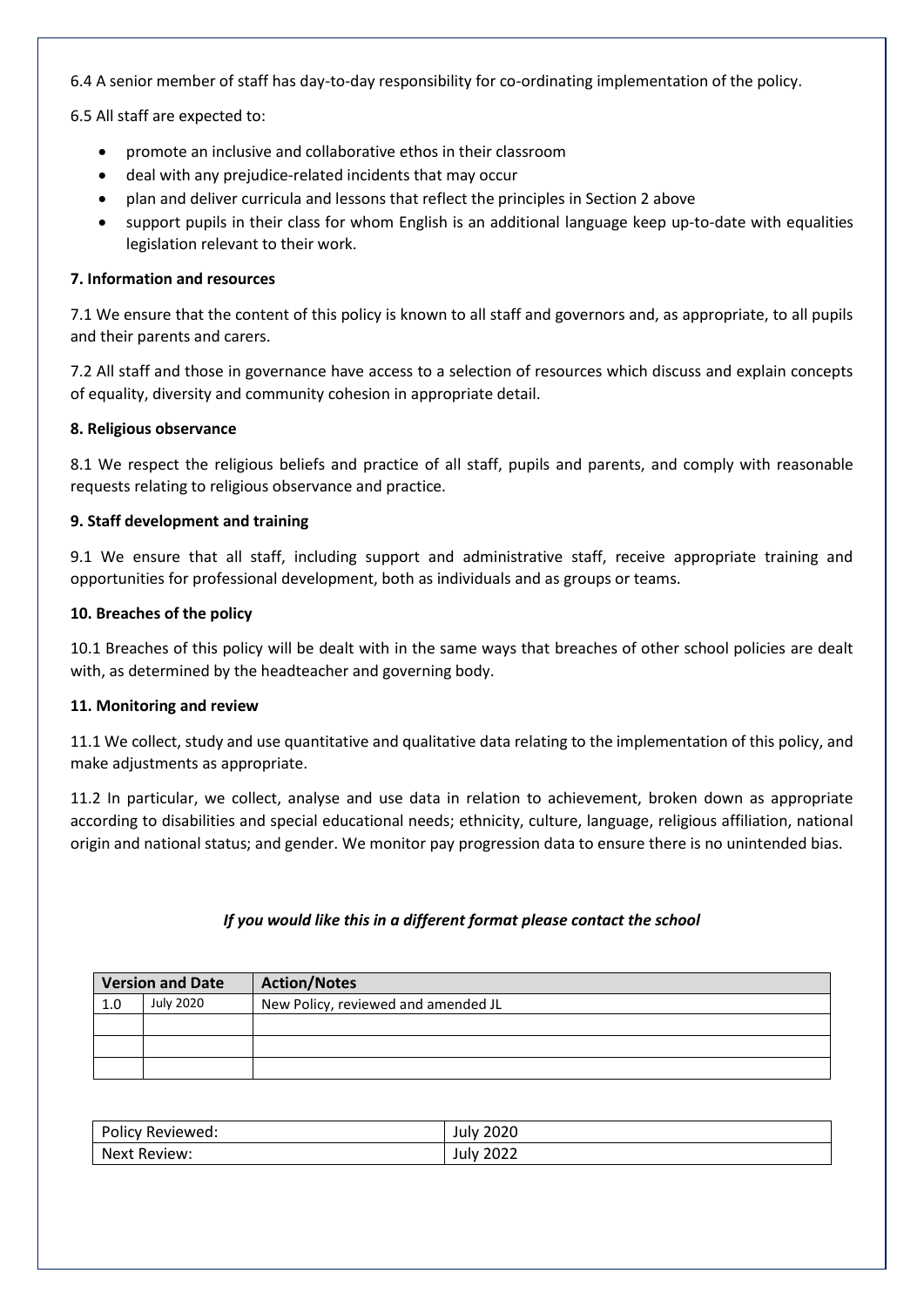6.4 A senior member of staff has day-to-day responsibility for co-ordinating implementation of the policy.

6.5 All staff are expected to:

- promote an inclusive and collaborative ethos in their classroom
- deal with any prejudice-related incidents that may occur
- plan and deliver curricula and lessons that reflect the principles in Section 2 above
- support pupils in their class for whom English is an additional language keep up-to-date with equalities legislation relevant to their work.

**7. Information and resources**

7.1 We ensure that the content of this policy is known to all staff and governors and, as appropriate, to all pupils and their parents and carers.

7.2 All staff and those in governance have access to a selection of resources which discuss and explain concepts of equality, diversity and community cohesion in appropriate detail.

**8. Religious observance**

8.1 We respect the religious beliefs and practice of all staff, pupils and parents, and comply with reasonable requests relating to religious observance and practice.

**9. Staff development and training**

9.1 We ensure that all staff, including support and administrative staff, receive appropriate training and opportunities for professional development, both as individuals and as groups or teams.

**10. Breaches of the policy**

10.1 Breaches of this policy will be dealt with in the same ways that breaches of other school policies are dealt with, as determined by the headteacher and governing body.

**11. Monitoring and review**

11.1 We collect, study and use quantitative and qualitative data relating to the implementation of this policy, and make adjustments as appropriate.

11.2 In particular, we collect, analyse and use data in relation to achievement, broken down as appropriate according to disabilities and special educational needs; ethnicity, culture, language, religious affiliation, national origin and national status; and gender. We monitor pay progression data to ensure there is no unintended bias.

***If you would like this in a different format please contact the school***

| Version and Date | | Action/Notes |
|---|---|---|
| 1.0 | July 2020 | New Policy, reviewed and amended JL |
| | | |
| | | |
| | | |

| Policy Reviewed: | July 2020 |
|---|---|
| Next Review: | July 2022 |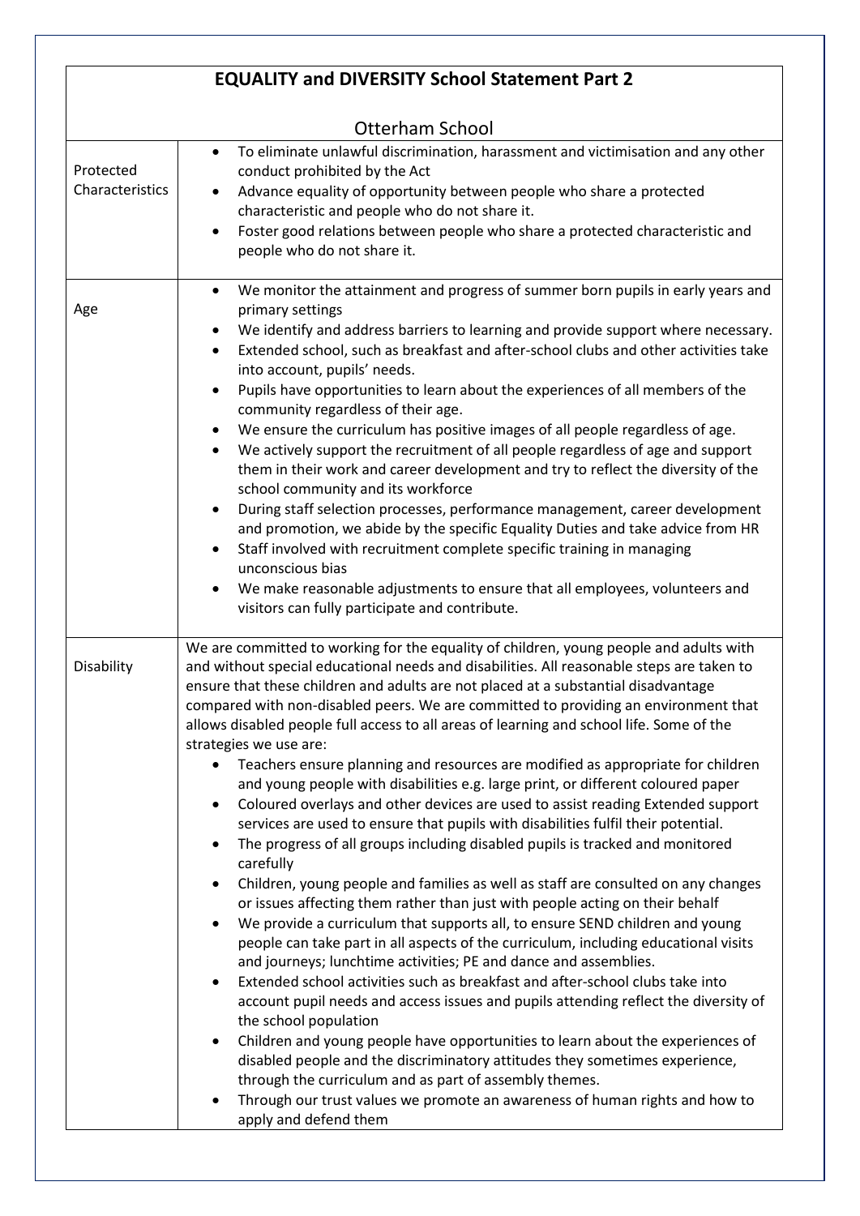# EQUALITY and DIVERSITY School Statement Part 2

## Otterham School

| | |
|---|---|
| Protected Characteristics | • To eliminate unlawful discrimination, harassment and victimisation and any other conduct prohibited by the Act<br>• Advance equality of opportunity between people who share a protected characteristic and people who do not share it.<br>• Foster good relations between people who share a protected characteristic and people who do not share it. |
| Age | • We monitor the attainment and progress of summer born pupils in early years and primary settings<br>• We identify and address barriers to learning and provide support where necessary.<br>• Extended school, such as breakfast and after-school clubs and other activities take into account, pupils' needs.<br>• Pupils have opportunities to learn about the experiences of all members of the community regardless of their age.<br>• We ensure the curriculum has positive images of all people regardless of age.<br>• We actively support the recruitment of all people regardless of age and support them in their work and career development and try to reflect the diversity of the school community and its workforce<br>• During staff selection processes, performance management, career development and promotion, we abide by the specific Equality Duties and take advice from HR<br>• Staff involved with recruitment complete specific training in managing unconscious bias<br>• We make reasonable adjustments to ensure that all employees, volunteers and visitors can fully participate and contribute. |
| Disability | We are committed to working for the equality of children, young people and adults with and without special educational needs and disabilities. All reasonable steps are taken to ensure that these children and adults are not placed at a substantial disadvantage compared with non-disabled peers. We are committed to providing an environment that allows disabled people full access to all areas of learning and school life. Some of the strategies we use are:<br>• Teachers ensure planning and resources are modified as appropriate for children and young people with disabilities e.g. large print, or different coloured paper<br>• Coloured overlays and other devices are used to assist reading Extended support services are used to ensure that pupils with disabilities fulfil their potential.<br>• The progress of all groups including disabled pupils is tracked and monitored carefully<br>• Children, young people and families as well as staff are consulted on any changes or issues affecting them rather than just with people acting on their behalf<br>• We provide a curriculum that supports all, to ensure SEND children and young people can take part in all aspects of the curriculum, including educational visits and journeys; lunchtime activities; PE and dance and assemblies.<br>• Extended school activities such as breakfast and after-school clubs take into account pupil needs and access issues and pupils attending reflect the diversity of the school population<br>• Children and young people have opportunities to learn about the experiences of disabled people and the discriminatory attitudes they sometimes experience, through the curriculum and as part of assembly themes.<br>• Through our trust values we promote an awareness of human rights and how to apply and defend them |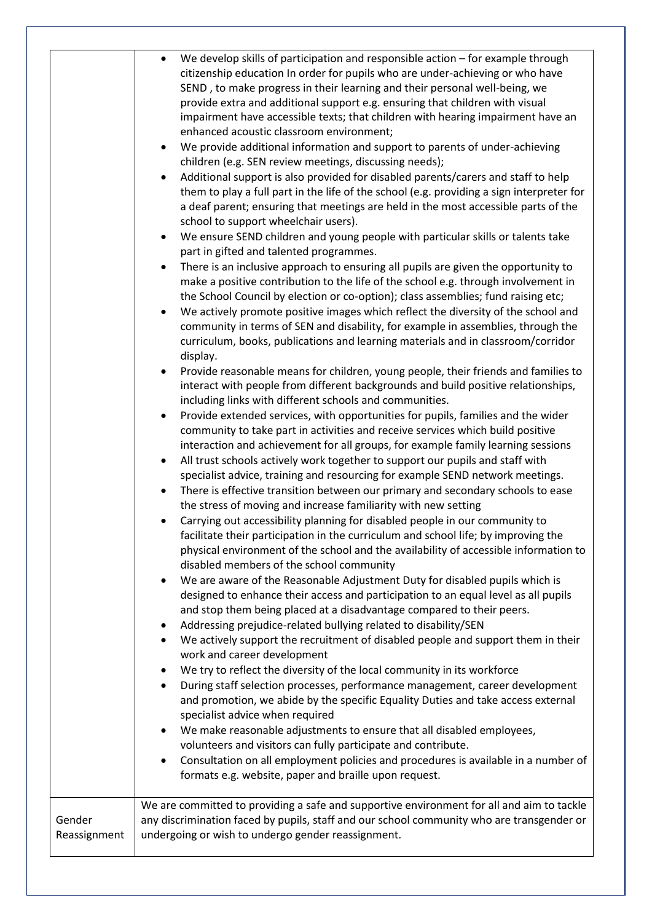| | |
|---|---|
| | • We develop skills of participation and responsible action – for example through citizenship education In order for pupils who are under-achieving or who have SEND , to make progress in their learning and their personal well-being, we provide extra and additional support e.g. ensuring that children with visual impairment have accessible texts; that children with hearing impairment have an enhanced acoustic classroom environment;<br>• We provide additional information and support to parents of under-achieving children (e.g. SEN review meetings, discussing needs);<br>• Additional support is also provided for disabled parents/carers and staff to help them to play a full part in the life of the school (e.g. providing a sign interpreter for a deaf parent; ensuring that meetings are held in the most accessible parts of the school to support wheelchair users).<br>• We ensure SEND children and young people with particular skills or talents take part in gifted and talented programmes.<br>• There is an inclusive approach to ensuring all pupils are given the opportunity to make a positive contribution to the life of the school e.g. through involvement in the School Council by election or co-option); class assemblies; fund raising etc;<br>• We actively promote positive images which reflect the diversity of the school and community in terms of SEN and disability, for example in assemblies, through the curriculum, books, publications and learning materials and in classroom/corridor display.<br>• Provide reasonable means for children, young people, their friends and families to interact with people from different backgrounds and build positive relationships, including links with different schools and communities.<br>• Provide extended services, with opportunities for pupils, families and the wider community to take part in activities and receive services which build positive interaction and achievement for all groups, for example family learning sessions<br>• All trust schools actively work together to support our pupils and staff with specialist advice, training and resourcing for example SEND network meetings.<br>• There is effective transition between our primary and secondary schools to ease the stress of moving and increase familiarity with new setting<br>• Carrying out accessibility planning for disabled people in our community to facilitate their participation in the curriculum and school life; by improving the physical environment of the school and the availability of accessible information to disabled members of the school community<br>• We are aware of the Reasonable Adjustment Duty for disabled pupils which is designed to enhance their access and participation to an equal level as all pupils and stop them being placed at a disadvantage compared to their peers.<br>• Addressing prejudice-related bullying related to disability/SEN<br>• We actively support the recruitment of disabled people and support them in their work and career development<br>• We try to reflect the diversity of the local community in its workforce<br>• During staff selection processes, performance management, career development and promotion, we abide by the specific Equality Duties and take access external specialist advice when required<br>• We make reasonable adjustments to ensure that all disabled employees, volunteers and visitors can fully participate and contribute.<br>• Consultation on all employment policies and procedures is available in a number of formats e.g. website, paper and braille upon request. |
| Gender Reassignment | We are committed to providing a safe and supportive environment for all and aim to tackle any discrimination faced by pupils, staff and our school community who are transgender or undergoing or wish to undergo gender reassignment. |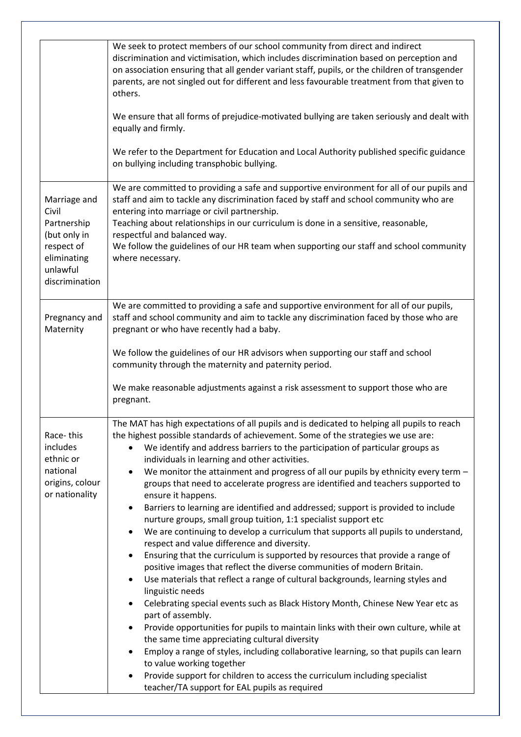| | |
|---|---|
| | We seek to protect members of our school community from direct and indirect discrimination and victimisation, which includes discrimination based on perception and on association ensuring that all gender variant staff, pupils, or the children of transgender parents, are not singled out for different and less favourable treatment from that given to others.<br><br>We ensure that all forms of prejudice-motivated bullying are taken seriously and dealt with equally and firmly.<br><br>We refer to the Department for Education and Local Authority published specific guidance on bullying including transphobic bullying. |
| Marriage and Civil Partnership (but only in respect of eliminating unlawful discrimination | We are committed to providing a safe and supportive environment for all of our pupils and staff and aim to tackle any discrimination faced by staff and school community who are entering into marriage or civil partnership.<br>Teaching about relationships in our curriculum is done in a sensitive, reasonable, respectful and balanced way.<br>We follow the guidelines of our HR team when supporting our staff and school community where necessary. |
| Pregnancy and Maternity | We are committed to providing a safe and supportive environment for all of our pupils, staff and school community and aim to tackle any discrimination faced by those who are pregnant or who have recently had a baby.<br><br>We follow the guidelines of our HR advisors when supporting our staff and school community through the maternity and paternity period.<br><br>We make reasonable adjustments against a risk assessment to support those who are pregnant. |
| Race- this includes ethnic or national origins, colour or nationality | The MAT has high expectations of all pupils and is dedicated to helping all pupils to reach the highest possible standards of achievement. Some of the strategies we use are:<br>• We identify and address barriers to the participation of particular groups as individuals in learning and other activities.<br>• We monitor the attainment and progress of all our pupils by ethnicity every term – groups that need to accelerate progress are identified and teachers supported to ensure it happens.<br>• Barriers to learning are identified and addressed; support is provided to include nurture groups, small group tuition, 1:1 specialist support etc<br>• We are continuing to develop a curriculum that supports all pupils to understand, respect and value difference and diversity.<br>• Ensuring that the curriculum is supported by resources that provide a range of positive images that reflect the diverse communities of modern Britain.<br>• Use materials that reflect a range of cultural backgrounds, learning styles and linguistic needs<br>• Celebrating special events such as Black History Month, Chinese New Year etc as part of assembly.<br>• Provide opportunities for pupils to maintain links with their own culture, while at the same time appreciating cultural diversity<br>• Employ a range of styles, including collaborative learning, so that pupils can learn to value working together<br>• Provide support for children to access the curriculum including specialist teacher/TA support for EAL pupils as required |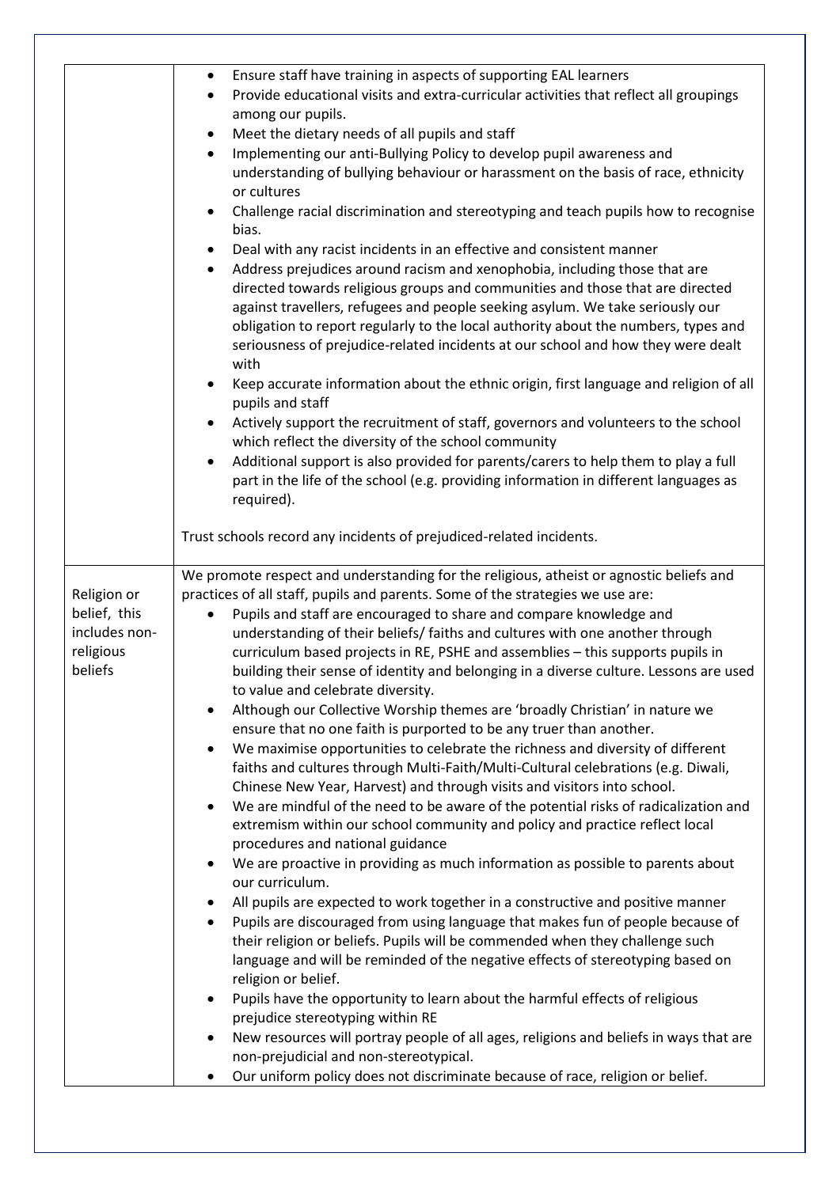| | |
|---|---|
| | <ul><li>Ensure staff have training in aspects of supporting EAL learners</li><li>Provide educational visits and extra-curricular activities that reflect all groupings among our pupils.</li><li>Meet the dietary needs of all pupils and staff</li><li>Implementing our anti-Bullying Policy to develop pupil awareness and understanding of bullying behaviour or harassment on the basis of race, ethnicity or cultures</li><li>Challenge racial discrimination and stereotyping and teach pupils how to recognise bias.</li><li>Deal with any racist incidents in an effective and consistent manner</li><li>Address prejudices around racism and xenophobia, including those that are directed towards religious groups and communities and those that are directed against travellers, refugees and people seeking asylum. We take seriously our obligation to report regularly to the local authority about the numbers, types and seriousness of prejudice-related incidents at our school and how they were dealt with</li><li>Keep accurate information about the ethnic origin, first language and religion of all pupils and staff</li><li>Actively support the recruitment of staff, governors and volunteers to the school which reflect the diversity of the school community</li><li>Additional support is also provided for parents/carers to help them to play a full part in the life of the school (e.g. providing information in different languages as required).</li></ul>Trust schools record any incidents of prejudiced-related incidents. |
| Religion or belief, this includes non-religious beliefs | We promote respect and understanding for the religious, atheist or agnostic beliefs and practices of all staff, pupils and parents. Some of the strategies we use are:<ul><li>Pupils and staff are encouraged to share and compare knowledge and understanding of their beliefs/ faiths and cultures with one another through curriculum based projects in RE, PSHE and assemblies – this supports pupils in building their sense of identity and belonging in a diverse culture. Lessons are used to value and celebrate diversity.</li><li>Although our Collective Worship themes are 'broadly Christian' in nature we ensure that no one faith is purported to be any truer than another.</li><li>We maximise opportunities to celebrate the richness and diversity of different faiths and cultures through Multi-Faith/Multi-Cultural celebrations (e.g. Diwali, Chinese New Year, Harvest) and through visits and visitors into school.</li><li>We are mindful of the need to be aware of the potential risks of radicalization and extremism within our school community and policy and practice reflect local procedures and national guidance</li><li>We are proactive in providing as much information as possible to parents about our curriculum.</li><li>All pupils are expected to work together in a constructive and positive manner</li><li>Pupils are discouraged from using language that makes fun of people because of their religion or beliefs. Pupils will be commended when they challenge such language and will be reminded of the negative effects of stereotyping based on religion or belief.</li><li>Pupils have the opportunity to learn about the harmful effects of religious prejudice stereotyping within RE</li><li>New resources will portray people of all ages, religions and beliefs in ways that are non-prejudicial and non-stereotypical.</li><li>Our uniform policy does not discriminate because of race, religion or belief.</li></ul> |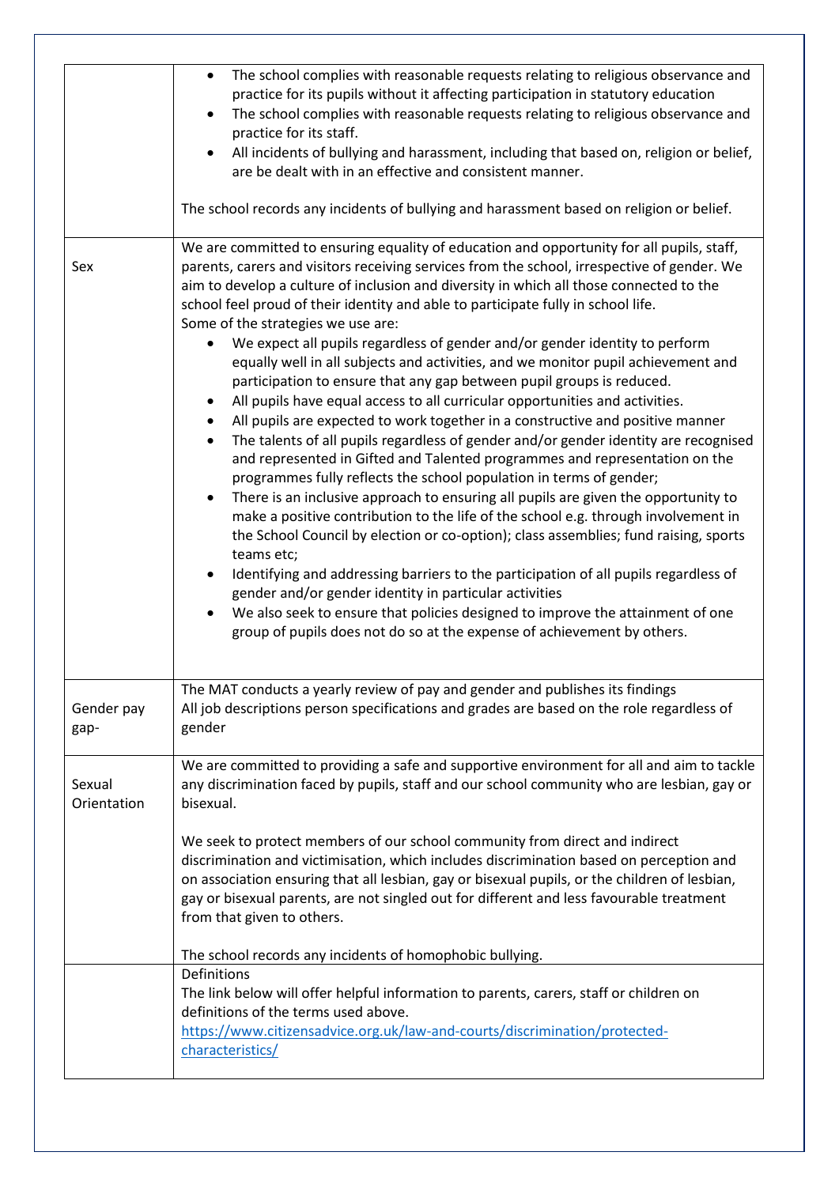| | |
|---|---|
| | <ul><li>The school complies with reasonable requests relating to religious observance and practice for its pupils without it affecting participation in statutory education</li><li>The school complies with reasonable requests relating to religious observance and practice for its staff.</li><li>All incidents of bullying and harassment, including that based on, religion or belief, are be dealt with in an effective and consistent manner.</li></ul>The school records any incidents of bullying and harassment based on religion or belief. |
| Sex | We are committed to ensuring equality of education and opportunity for all pupils, staff, parents, carers and visitors receiving services from the school, irrespective of gender. We aim to develop a culture of inclusion and diversity in which all those connected to the school feel proud of their identity and able to participate fully in school life.<br>Some of the strategies we use are:<ul><li>We expect all pupils regardless of gender and/or gender identity to perform equally well in all subjects and activities, and we monitor pupil achievement and participation to ensure that any gap between pupil groups is reduced.</li><li>All pupils have equal access to all curricular opportunities and activities.</li><li>All pupils are expected to work together in a constructive and positive manner</li><li>The talents of all pupils regardless of gender and/or gender identity are recognised and represented in Gifted and Talented programmes and representation on the programmes fully reflects the school population in terms of gender;</li><li>There is an inclusive approach to ensuring all pupils are given the opportunity to make a positive contribution to the life of the school e.g. through involvement in the School Council by election or co-option); class assemblies; fund raising, sports teams etc;</li><li>Identifying and addressing barriers to the participation of all pupils regardless of gender and/or gender identity in particular activities</li><li>We also seek to ensure that policies designed to improve the attainment of one group of pupils does not do so at the expense of achievement by others.</li></ul> |
| Gender pay gap- | The MAT conducts a yearly review of pay and gender and publishes its findings<br>All job descriptions person specifications and grades are based on the role regardless of gender |
| Sexual Orientation | We are committed to providing a safe and supportive environment for all and aim to tackle any discrimination faced by pupils, staff and our school community who are lesbian, gay or bisexual.<br><br>We seek to protect members of our school community from direct and indirect discrimination and victimisation, which includes discrimination based on perception and on association ensuring that all lesbian, gay or bisexual pupils, or the children of lesbian, gay or bisexual parents, are not singled out for different and less favourable treatment from that given to others.<br><br>The school records any incidents of homophobic bullying. |
| | Definitions<br>The link below will offer helpful information to parents, carers, staff or children on definitions of the terms used above.<br>https://www.citizensadvice.org.uk/law-and-courts/discrimination/protected-characteristics/ |